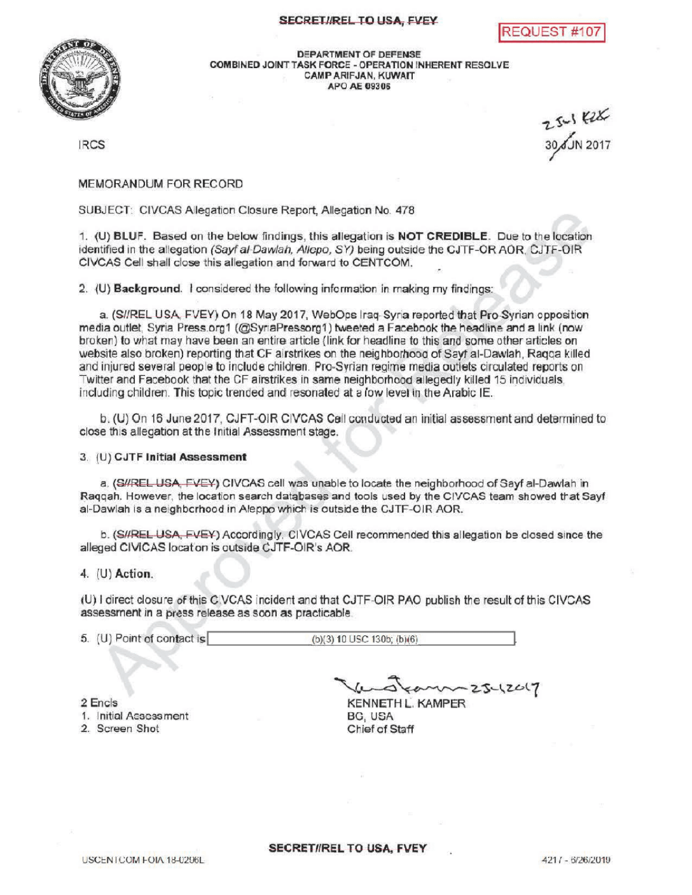SECRET//REL TO USA, FVEY

REQUEST #107

DEPARTMENT OF DEFENSE
COMBINED JOINT TASK FORCE - OPERATION INHERENT RESOLVE
CAMP ARIFJAN, KUWAIT
APO AE 09306

IRCS

25 Jul 2017
30 JUN 2017

MEMORANDUM FOR RECORD

SUBJECT: CIVCAS Allegation Closure Report, Allegation No. 478

1. (U) **BLUF.** Based on the below findings, this allegation is **NOT CREDIBLE**. Due to the location identified in the allegation *(Sayf al-Dawlah, Aleppo, SY)* being outside the CJTF-OR AOR, CJTF-OIR CIVCAS Cell shall close this allegation and forward to CENTCOM.

2. (U) **Background.** I considered the following information in making my findings:

   a. (S//REL USA, FVEY) On 18 May 2017, WebOps Iraq-Syria reported that Pro-Syrian opposition media outlet, Syria Press.org1 (@SyriaPressorg1) tweeted a Facebook the headline and a link (now broken) to what may have been an entire article (link for headline to this and some other articles on website also broken) reporting that CF airstrikes on the neighborhood of Sayf al-Dawlah, Raqqa killed and injured several people to include children. Pro-Syrian regime media outlets circulated reports on Twitter and Facebook that the CF airstrikes in same neighborhood allegedly killed 15 individuals, including children. This topic trended and resonated at a low level in the Arabic IE.

   b. (U) On 16 June 2017, CJFT-OIR CIVCAS Cell conducted an initial assessment and determined to close this allegation at the Initial Assessment stage.

3. (U) **CJTF Initial Assessment**

   a. (~~S//REL USA, FVEY~~) CIVCAS cell was unable to locate the neighborhood of Sayf al-Dawlah in Raqqah. However, the location search databases and tools used by the CIVCAS team showed that Sayf al-Dawlah is a neighborhood in Aleppo which is outside the CJTF-OIR AOR.

   b. (~~S//REL USA, FVEY~~) Accordingly, CIVCAS Cell recommended this allegation be closed since the alleged CIVICAS location is outside CJTF-OIR's AOR.

4. (U) **Action.**

(U) I direct closure of this CIVCAS incident and that CJTF-OIR PAO publish the result of this CIVCAS assessment in a press release as soon as practicable.

5. (U) Point of contact is (b)(3) 10 USC 130b; (b)(6).

2 Encls
1. Initial Assessment
2. Screen Shot

25-1-2017
KENNETH L. KAMPER
BG, USA
Chief of Staff

SECRET//REL TO USA, FVEY

USCENTCOM FOIA 18-0296L

4217 - 6/26/2019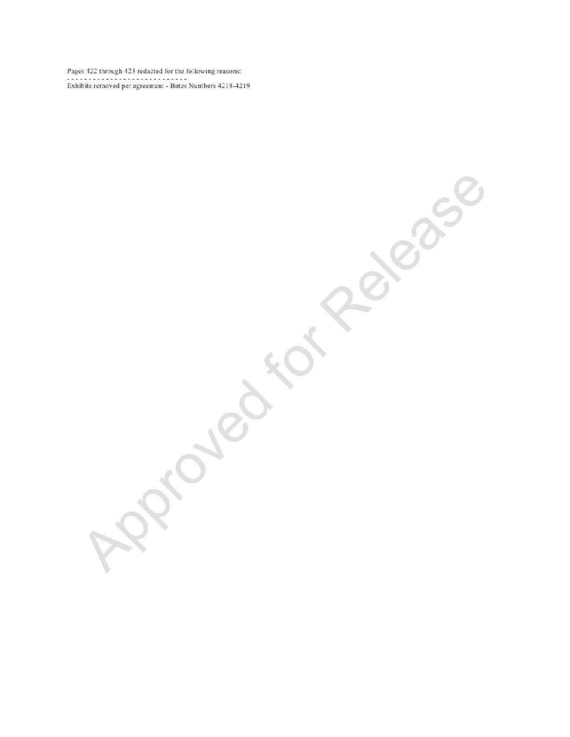Pages 422 through 423 redacted for the following reasons:

- - - - - - - - - - - - - - - - - - - - - - - - - - -

Exhibits removed per agreement - Bates Numbers 4218-4219